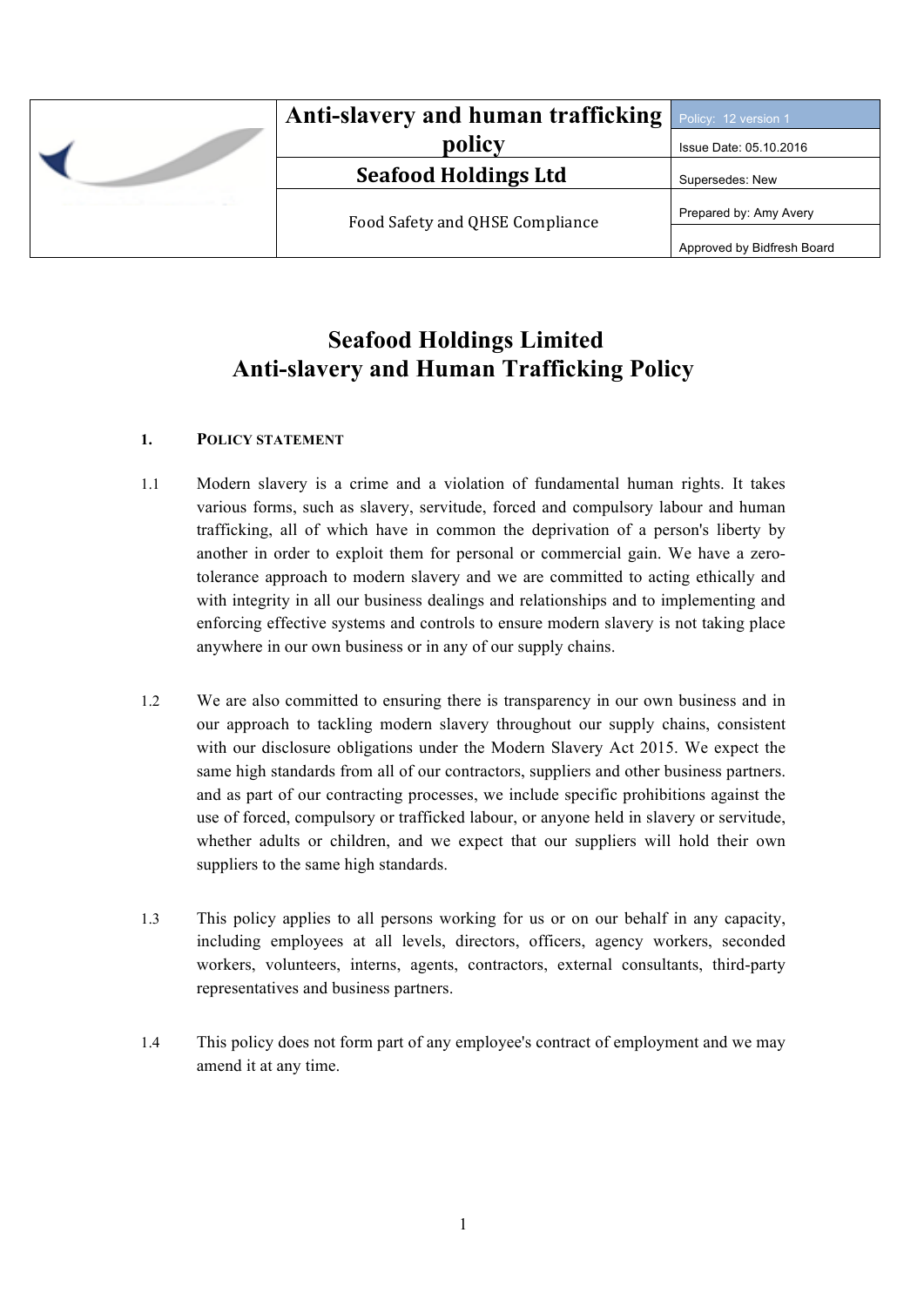| | Anti-slavery and human trafficking policy | Policy: 12 version 1 |
|---|---|---|
| | | Issue Date: 05.10.2016 |
| | Seafood Holdings Ltd | Supersedes: New |
| | Food Safety and QHSE Compliance | Prepared by: Amy Avery |
| | | Approved by Bidfresh Board |

# Seafood Holdings Limited
# Anti-slavery and Human Trafficking Policy

## 1. POLICY STATEMENT

1.1 Modern slavery is a crime and a violation of fundamental human rights. It takes various forms, such as slavery, servitude, forced and compulsory labour and human trafficking, all of which have in common the deprivation of a person's liberty by another in order to exploit them for personal or commercial gain. We have a zero-tolerance approach to modern slavery and we are committed to acting ethically and with integrity in all our business dealings and relationships and to implementing and enforcing effective systems and controls to ensure modern slavery is not taking place anywhere in our own business or in any of our supply chains.

1.2 We are also committed to ensuring there is transparency in our own business and in our approach to tackling modern slavery throughout our supply chains, consistent with our disclosure obligations under the Modern Slavery Act 2015. We expect the same high standards from all of our contractors, suppliers and other business partners. and as part of our contracting processes, we include specific prohibitions against the use of forced, compulsory or trafficked labour, or anyone held in slavery or servitude, whether adults or children, and we expect that our suppliers will hold their own suppliers to the same high standards.

1.3 This policy applies to all persons working for us or on our behalf in any capacity, including employees at all levels, directors, officers, agency workers, seconded workers, volunteers, interns, agents, contractors, external consultants, third-party representatives and business partners.

1.4 This policy does not form part of any employee's contract of employment and we may amend it at any time.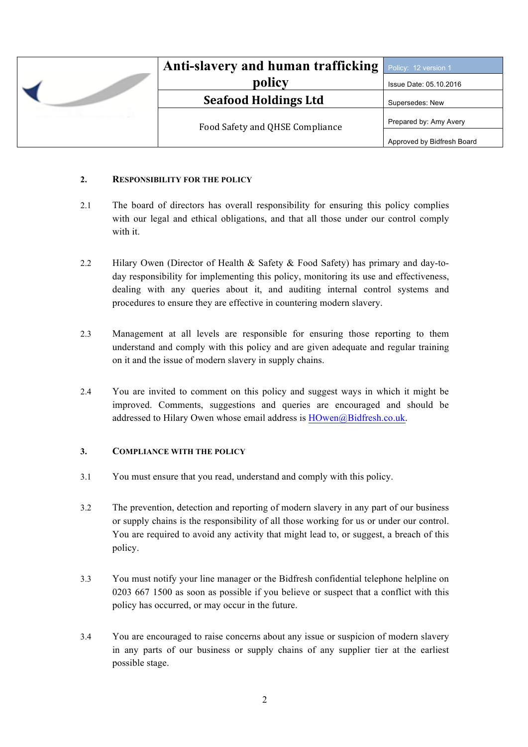## 2. Responsibility for the Policy

2.1 The board of directors has overall responsibility for ensuring this policy complies with our legal and ethical obligations, and that all those under our control comply with it.

2.2 Hilary Owen (Director of Health & Safety & Food Safety) has primary and day-to-day responsibility for implementing this policy, monitoring its use and effectiveness, dealing with any queries about it, and auditing internal control systems and procedures to ensure they are effective in countering modern slavery.

2.3 Management at all levels are responsible for ensuring those reporting to them understand and comply with this policy and are given adequate and regular training on it and the issue of modern slavery in supply chains.

2.4 You are invited to comment on this policy and suggest ways in which it might be improved. Comments, suggestions and queries are encouraged and should be addressed to Hilary Owen whose email address is HOwen@Bidfresh.co.uk.

## 3. Compliance with the Policy

3.1 You must ensure that you read, understand and comply with this policy.

3.2 The prevention, detection and reporting of modern slavery in any part of our business or supply chains is the responsibility of all those working for us or under our control. You are required to avoid any activity that might lead to, or suggest, a breach of this policy.

3.3 You must notify your line manager or the Bidfresh confidential telephone helpline on 0203 667 1500 as soon as possible if you believe or suspect that a conflict with this policy has occurred, or may occur in the future.

3.4 You are encouraged to raise concerns about any issue or suspicion of modern slavery in any parts of our business or supply chains of any supplier tier at the earliest possible stage.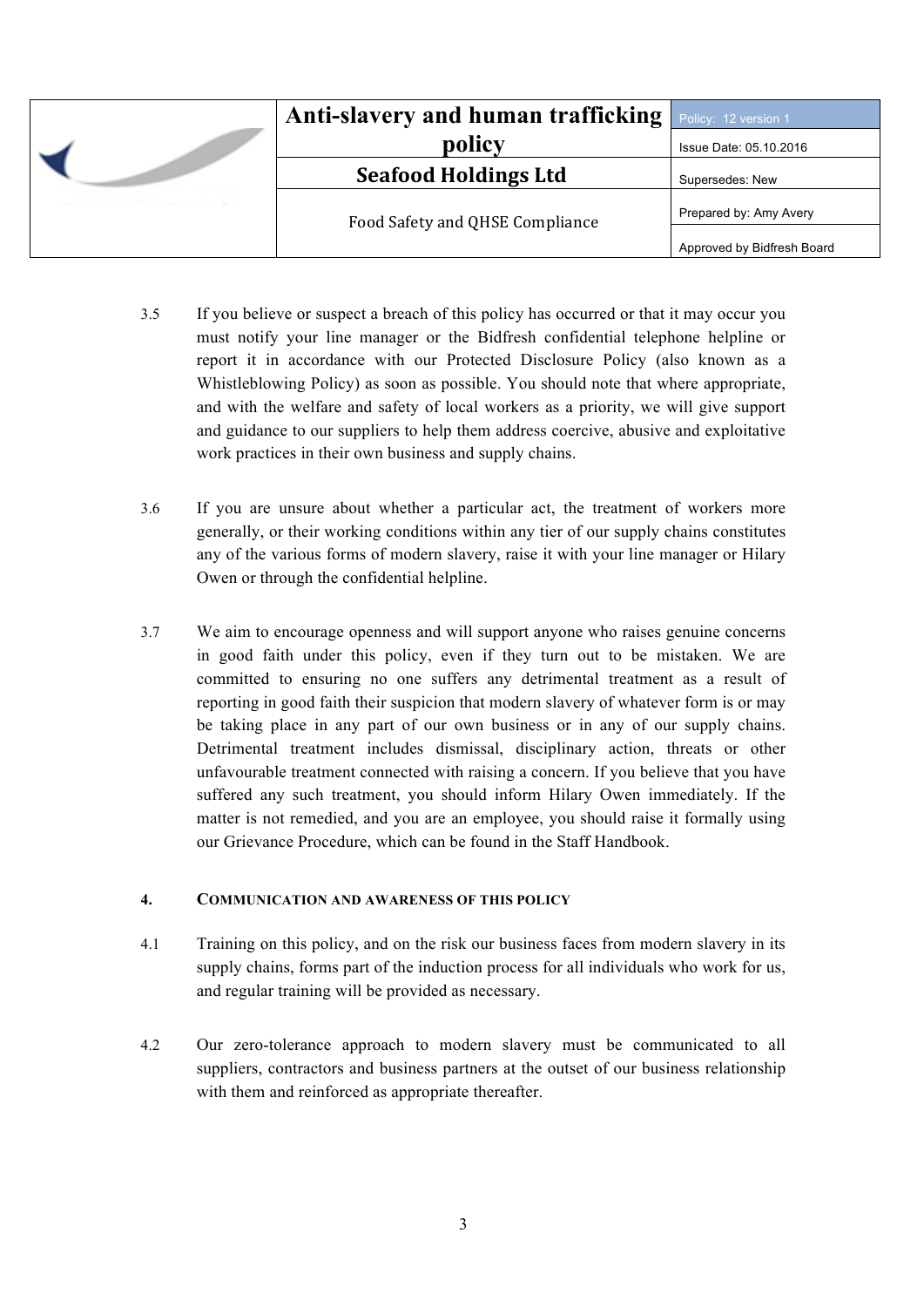3.5 If you believe or suspect a breach of this policy has occurred or that it may occur you must notify your line manager or the Bidfresh confidential telephone helpline or report it in accordance with our Protected Disclosure Policy (also known as a Whistleblowing Policy) as soon as possible. You should note that where appropriate, and with the welfare and safety of local workers as a priority, we will give support and guidance to our suppliers to help them address coercive, abusive and exploitative work practices in their own business and supply chains.

3.6 If you are unsure about whether a particular act, the treatment of workers more generally, or their working conditions within any tier of our supply chains constitutes any of the various forms of modern slavery, raise it with your line manager or Hilary Owen or through the confidential helpline.

3.7 We aim to encourage openness and will support anyone who raises genuine concerns in good faith under this policy, even if they turn out to be mistaken. We are committed to ensuring no one suffers any detrimental treatment as a result of reporting in good faith their suspicion that modern slavery of whatever form is or may be taking place in any part of our own business or in any of our supply chains. Detrimental treatment includes dismissal, disciplinary action, threats or other unfavourable treatment connected with raising a concern. If you believe that you have suffered any such treatment, you should inform Hilary Owen immediately. If the matter is not remedied, and you are an employee, you should raise it formally using our Grievance Procedure, which can be found in the Staff Handbook.

## 4. COMMUNICATION AND AWARENESS OF THIS POLICY

4.1 Training on this policy, and on the risk our business faces from modern slavery in its supply chains, forms part of the induction process for all individuals who work for us, and regular training will be provided as necessary.

4.2 Our zero-tolerance approach to modern slavery must be communicated to all suppliers, contractors and business partners at the outset of our business relationship with them and reinforced as appropriate thereafter.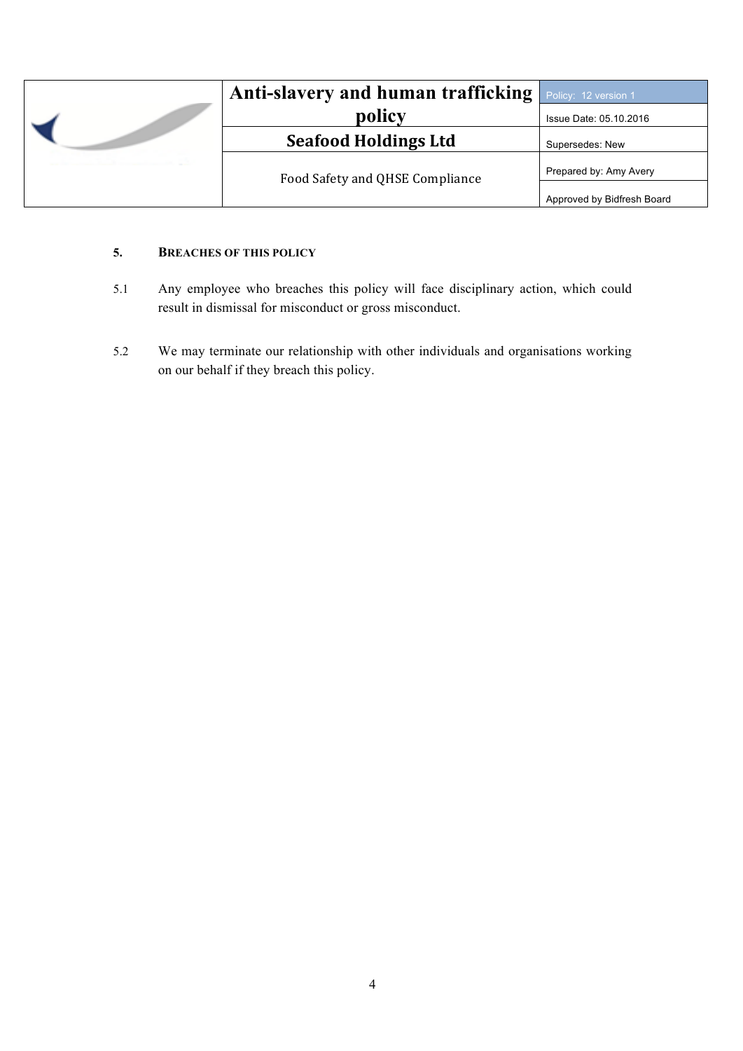## 5. BREACHES OF THIS POLICY

5.1 Any employee who breaches this policy will face disciplinary action, which could result in dismissal for misconduct or gross misconduct.

5.2 We may terminate our relationship with other individuals and organisations working on our behalf if they breach this policy.